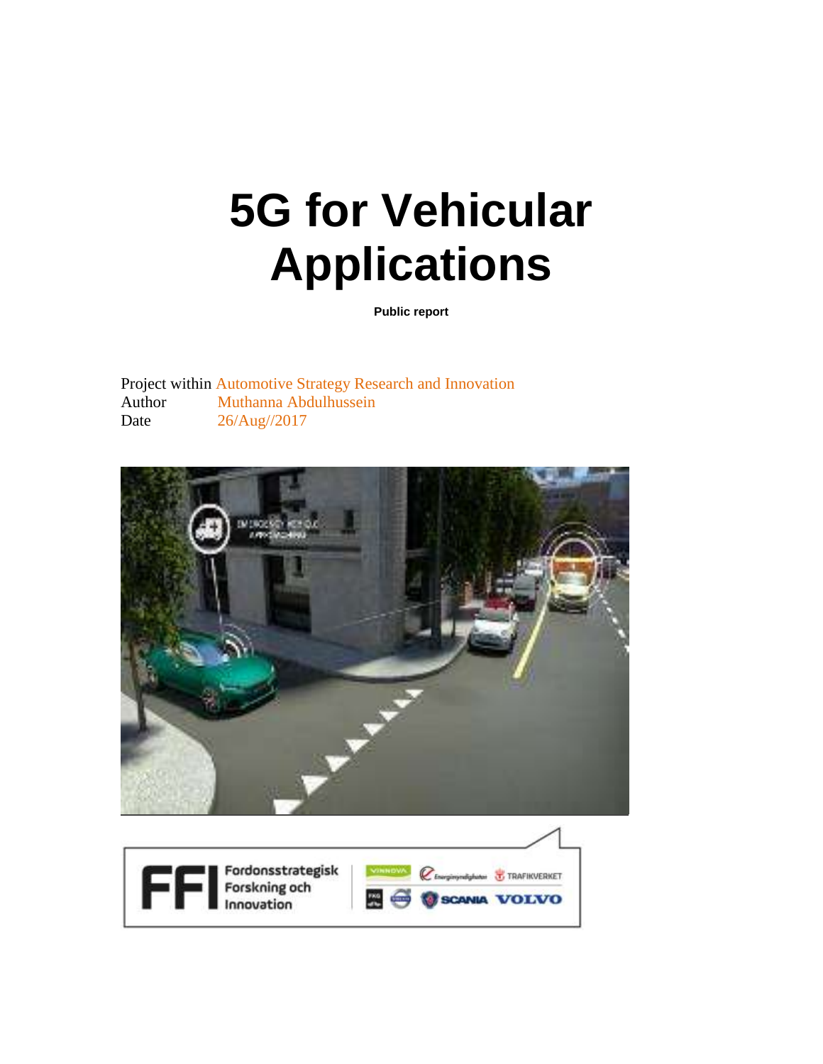# 5G for Vehicular Applications

**Public report**

Project within Automotive Strategy Research and Innovation
Author Muthanna Abdulhussein
Date 26/Aug//2017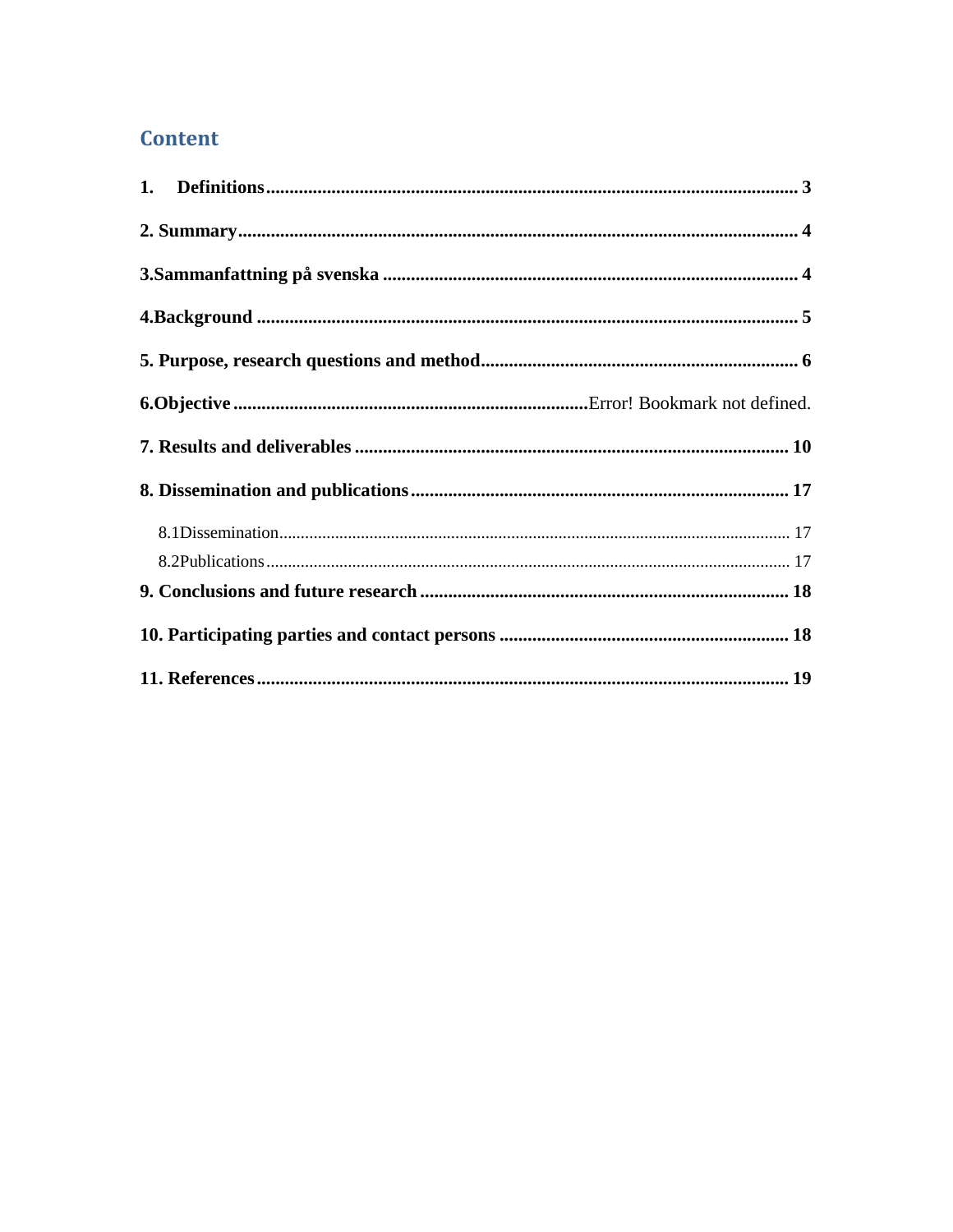## Content

**1. Definitions** .......... **3**

**2. Summary** .......... **4**

**3.Sammanfattning på svenska** .......... **4**

**4.Background** .......... **5**

**5. Purpose, research questions and method** .......... **6**

**6.Objective** ..........Error! Bookmark not defined.

**7. Results and deliverables** .......... **10**

**8. Dissemination and publications** .......... **17**

- 8.1Dissemination .......... 17
- 8.2Publications .......... 17

**9. Conclusions and future research** .......... **18**

**10. Participating parties and contact persons** .......... **18**

**11. References** .......... **19**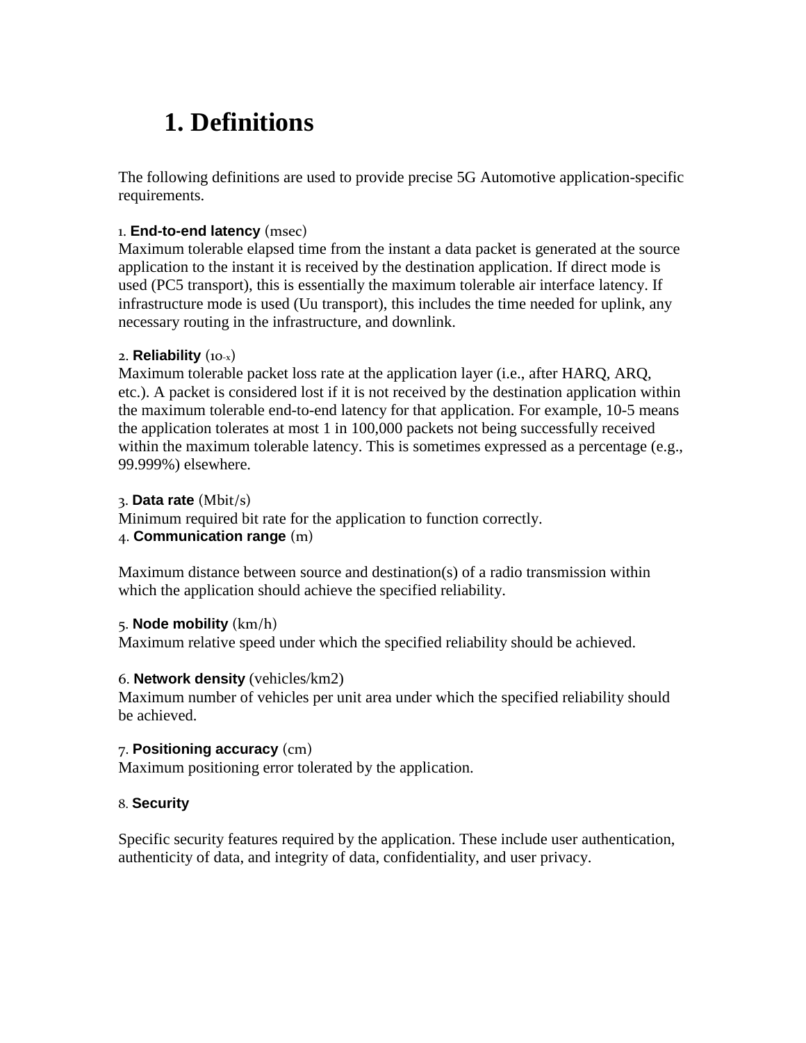# 1. Definitions

The following definitions are used to provide precise 5G Automotive application-specific requirements.

1. **End-to-end latency** (msec)
Maximum tolerable elapsed time from the instant a data packet is generated at the source application to the instant it is received by the destination application. If direct mode is used (PC5 transport), this is essentially the maximum tolerable air interface latency. If infrastructure mode is used (Uu transport), this includes the time needed for uplink, any necessary routing in the infrastructure, and downlink.

2. **Reliability** ($10^{-x}$)
Maximum tolerable packet loss rate at the application layer (i.e., after HARQ, ARQ, etc.). A packet is considered lost if it is not received by the destination application within the maximum tolerable end-to-end latency for that application. For example, 10-5 means the application tolerates at most 1 in 100,000 packets not being successfully received within the maximum tolerable latency. This is sometimes expressed as a percentage (e.g., 99.999%) elsewhere.

3. **Data rate** (Mbit/s)
Minimum required bit rate for the application to function correctly.

4. **Communication range** (m)

Maximum distance between source and destination(s) of a radio transmission within which the application should achieve the specified reliability.

5. **Node mobility** (km/h)
Maximum relative speed under which the specified reliability should be achieved.

6. **Network density** (vehicles/km2)
Maximum number of vehicles per unit area under which the specified reliability should be achieved.

7. **Positioning accuracy** (cm)
Maximum positioning error tolerated by the application.

8. **Security**

Specific security features required by the application. These include user authentication, authenticity of data, and integrity of data, confidentiality, and user privacy.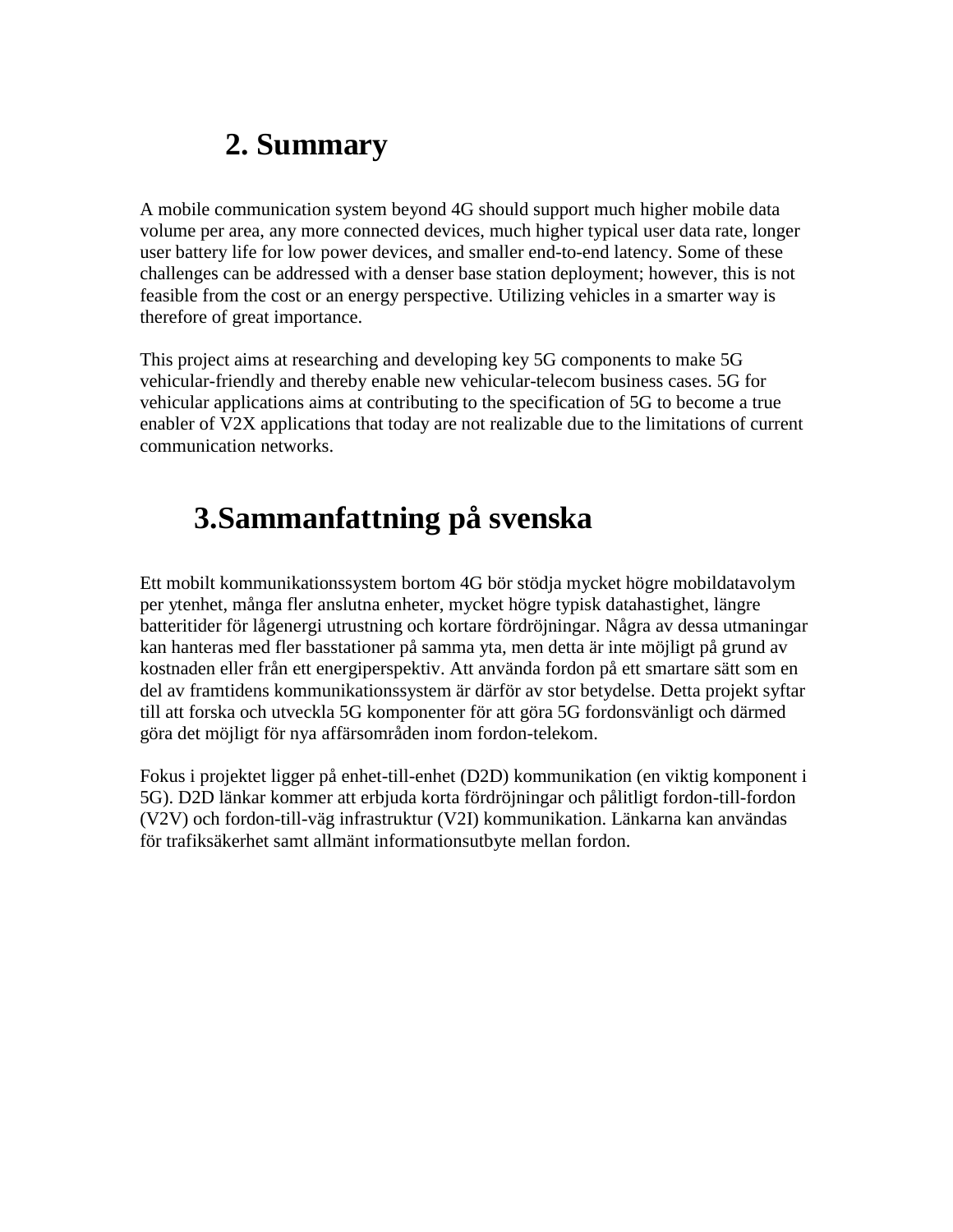## 2. Summary

A mobile communication system beyond 4G should support much higher mobile data volume per area, any more connected devices, much higher typical user data rate, longer user battery life for low power devices, and smaller end-to-end latency. Some of these challenges can be addressed with a denser base station deployment; however, this is not feasible from the cost or an energy perspective. Utilizing vehicles in a smarter way is therefore of great importance.

This project aims at researching and developing key 5G components to make 5G vehicular-friendly and thereby enable new vehicular-telecom business cases. 5G for vehicular applications aims at contributing to the specification of 5G to become a true enabler of V2X applications that today are not realizable due to the limitations of current communication networks.

## 3.Sammanfattning på svenska

Ett mobilt kommunikationssystem bortom 4G bör stödja mycket högre mobildatavolym per ytenhet, många fler anslutna enheter, mycket högre typisk datahastighet, längre batteritider för lågenergi utrustning och kortare fördröjningar. Några av dessa utmaningar kan hanteras med fler basstationer på samma yta, men detta är inte möjligt på grund av kostnaden eller från ett energiperspektiv. Att använda fordon på ett smartare sätt som en del av framtidens kommunikationssystem är därför av stor betydelse. Detta projekt syftar till att forska och utveckla 5G komponenter för att göra 5G fordonsvänligt och därmed göra det möjligt för nya affärsområden inom fordon-telekom.

Fokus i projektet ligger på enhet-till-enhet (D2D) kommunikation (en viktig komponent i 5G). D2D länkar kommer att erbjuda korta fördröjningar och pålitligt fordon-till-fordon (V2V) och fordon-till-väg infrastruktur (V2I) kommunikation. Länkarna kan användas för trafiksäkerhet samt allmänt informationsutbyte mellan fordon.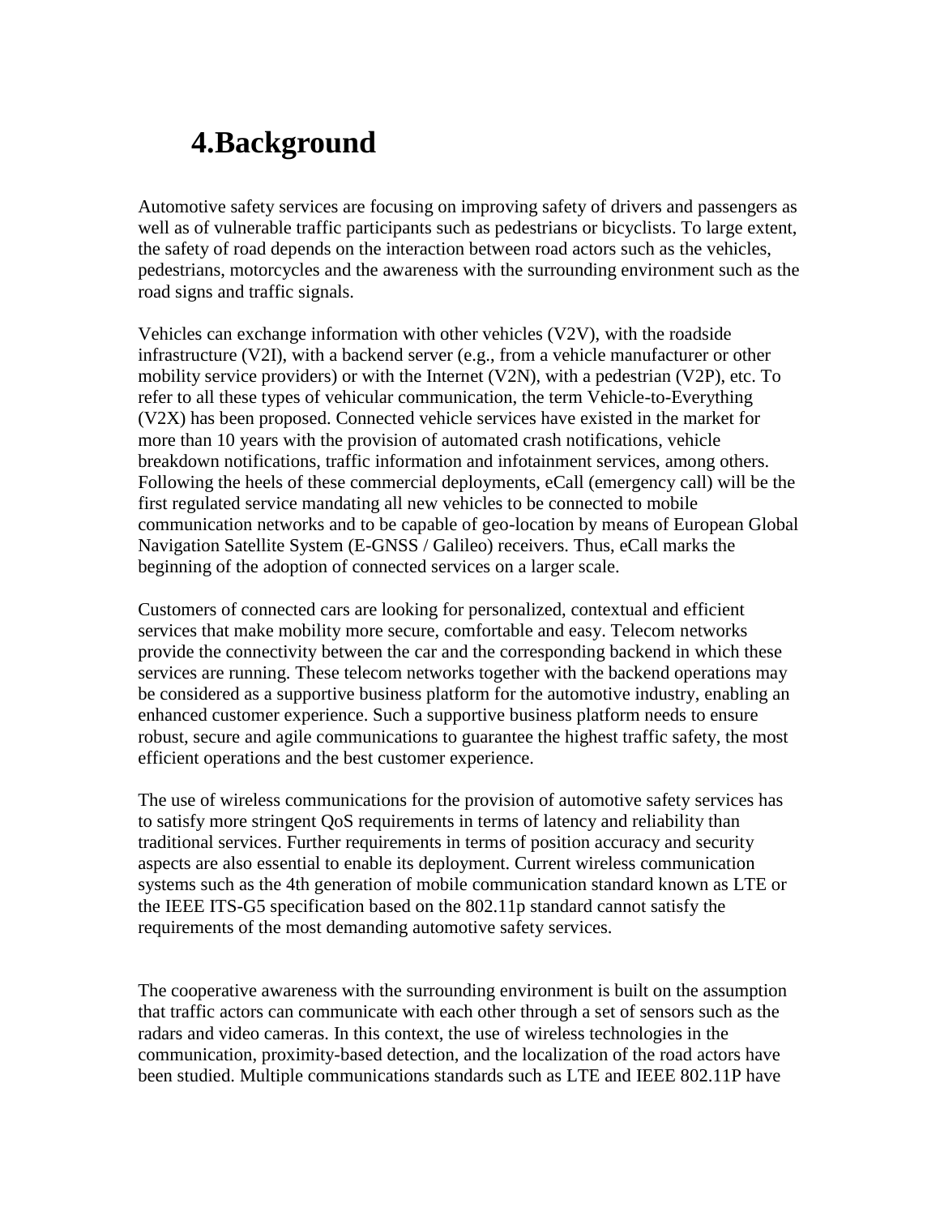# 4.Background

Automotive safety services are focusing on improving safety of drivers and passengers as well as of vulnerable traffic participants such as pedestrians or bicyclists. To large extent, the safety of road depends on the interaction between road actors such as the vehicles, pedestrians, motorcycles and the awareness with the surrounding environment such as the road signs and traffic signals.

Vehicles can exchange information with other vehicles (V2V), with the roadside infrastructure (V2I), with a backend server (e.g., from a vehicle manufacturer or other mobility service providers) or with the Internet (V2N), with a pedestrian (V2P), etc. To refer to all these types of vehicular communication, the term Vehicle-to-Everything (V2X) has been proposed. Connected vehicle services have existed in the market for more than 10 years with the provision of automated crash notifications, vehicle breakdown notifications, traffic information and infotainment services, among others. Following the heels of these commercial deployments, eCall (emergency call) will be the first regulated service mandating all new vehicles to be connected to mobile communication networks and to be capable of geo-location by means of European Global Navigation Satellite System (E-GNSS / Galileo) receivers. Thus, eCall marks the beginning of the adoption of connected services on a larger scale.

Customers of connected cars are looking for personalized, contextual and efficient services that make mobility more secure, comfortable and easy. Telecom networks provide the connectivity between the car and the corresponding backend in which these services are running. These telecom networks together with the backend operations may be considered as a supportive business platform for the automotive industry, enabling an enhanced customer experience. Such a supportive business platform needs to ensure robust, secure and agile communications to guarantee the highest traffic safety, the most efficient operations and the best customer experience.

The use of wireless communications for the provision of automotive safety services has to satisfy more stringent QoS requirements in terms of latency and reliability than traditional services. Further requirements in terms of position accuracy and security aspects are also essential to enable its deployment. Current wireless communication systems such as the 4th generation of mobile communication standard known as LTE or the IEEE ITS-G5 specification based on the 802.11p standard cannot satisfy the requirements of the most demanding automotive safety services.

The cooperative awareness with the surrounding environment is built on the assumption that traffic actors can communicate with each other through a set of sensors such as the radars and video cameras. In this context, the use of wireless technologies in the communication, proximity-based detection, and the localization of the road actors have been studied. Multiple communications standards such as LTE and IEEE 802.11P have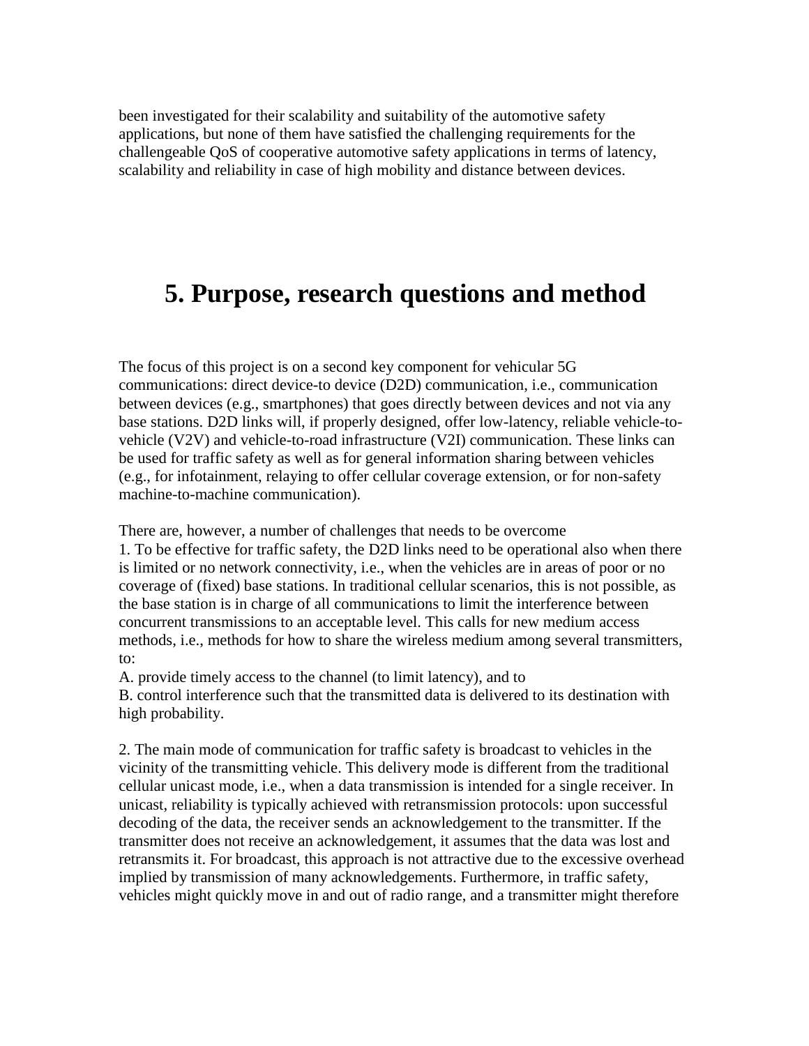been investigated for their scalability and suitability of the automotive safety applications, but none of them have satisfied the challenging requirements for the challengeable QoS of cooperative automotive safety applications in terms of latency, scalability and reliability in case of high mobility and distance between devices.

# 5. Purpose, research questions and method

The focus of this project is on a second key component for vehicular 5G communications: direct device-to device (D2D) communication, i.e., communication between devices (e.g., smartphones) that goes directly between devices and not via any base stations. D2D links will, if properly designed, offer low-latency, reliable vehicle-to-vehicle (V2V) and vehicle-to-road infrastructure (V2I) communication. These links can be used for traffic safety as well as for general information sharing between vehicles (e.g., for infotainment, relaying to offer cellular coverage extension, or for non-safety machine-to-machine communication).

There are, however, a number of challenges that needs to be overcome

1. To be effective for traffic safety, the D2D links need to be operational also when there is limited or no network connectivity, i.e., when the vehicles are in areas of poor or no coverage of (fixed) base stations. In traditional cellular scenarios, this is not possible, as the base station is in charge of all communications to limit the interference between concurrent transmissions to an acceptable level. This calls for new medium access methods, i.e., methods for how to share the wireless medium among several transmitters, to:

A. provide timely access to the channel (to limit latency), and to

B. control interference such that the transmitted data is delivered to its destination with high probability.

2. The main mode of communication for traffic safety is broadcast to vehicles in the vicinity of the transmitting vehicle. This delivery mode is different from the traditional cellular unicast mode, i.e., when a data transmission is intended for a single receiver. In unicast, reliability is typically achieved with retransmission protocols: upon successful decoding of the data, the receiver sends an acknowledgement to the transmitter. If the transmitter does not receive an acknowledgement, it assumes that the data was lost and retransmits it. For broadcast, this approach is not attractive due to the excessive overhead implied by transmission of many acknowledgements. Furthermore, in traffic safety, vehicles might quickly move in and out of radio range, and a transmitter might therefore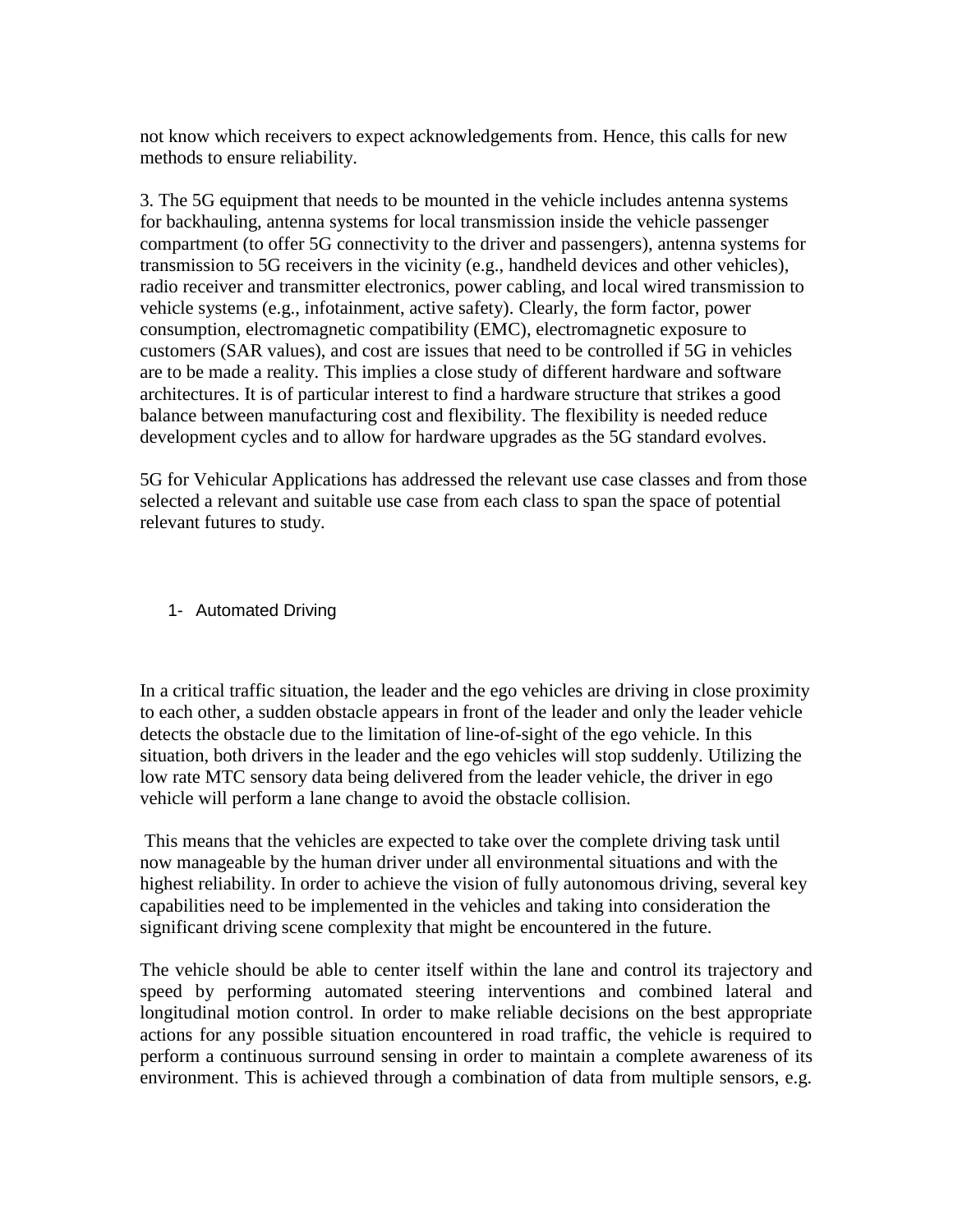not know which receivers to expect acknowledgements from. Hence, this calls for new methods to ensure reliability.

3. The 5G equipment that needs to be mounted in the vehicle includes antenna systems for backhauling, antenna systems for local transmission inside the vehicle passenger compartment (to offer 5G connectivity to the driver and passengers), antenna systems for transmission to 5G receivers in the vicinity (e.g., handheld devices and other vehicles), radio receiver and transmitter electronics, power cabling, and local wired transmission to vehicle systems (e.g., infotainment, active safety). Clearly, the form factor, power consumption, electromagnetic compatibility (EMC), electromagnetic exposure to customers (SAR values), and cost are issues that need to be controlled if 5G in vehicles are to be made a reality. This implies a close study of different hardware and software architectures. It is of particular interest to find a hardware structure that strikes a good balance between manufacturing cost and flexibility. The flexibility is needed reduce development cycles and to allow for hardware upgrades as the 5G standard evolves.

5G for Vehicular Applications has addressed the relevant use case classes and from those selected a relevant and suitable use case from each class to span the space of potential relevant futures to study.

## 1- Automated Driving

In a critical traffic situation, the leader and the ego vehicles are driving in close proximity to each other, a sudden obstacle appears in front of the leader and only the leader vehicle detects the obstacle due to the limitation of line-of-sight of the ego vehicle. In this situation, both drivers in the leader and the ego vehicles will stop suddenly. Utilizing the low rate MTC sensory data being delivered from the leader vehicle, the driver in ego vehicle will perform a lane change to avoid the obstacle collision.

This means that the vehicles are expected to take over the complete driving task until now manageable by the human driver under all environmental situations and with the highest reliability. In order to achieve the vision of fully autonomous driving, several key capabilities need to be implemented in the vehicles and taking into consideration the significant driving scene complexity that might be encountered in the future.

The vehicle should be able to center itself within the lane and control its trajectory and speed by performing automated steering interventions and combined lateral and longitudinal motion control. In order to make reliable decisions on the best appropriate actions for any possible situation encountered in road traffic, the vehicle is required to perform a continuous surround sensing in order to maintain a complete awareness of its environment. This is achieved through a combination of data from multiple sensors, e.g.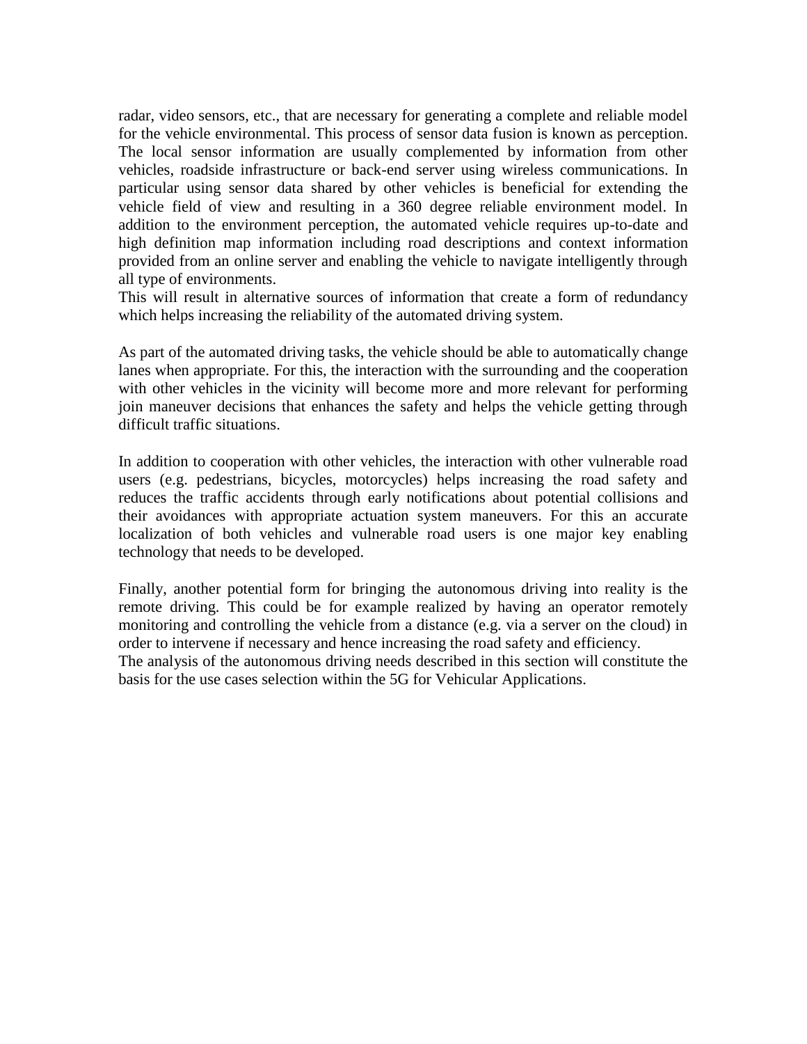radar, video sensors, etc., that are necessary for generating a complete and reliable model for the vehicle environmental. This process of sensor data fusion is known as perception. The local sensor information are usually complemented by information from other vehicles, roadside infrastructure or back-end server using wireless communications. In particular using sensor data shared by other vehicles is beneficial for extending the vehicle field of view and resulting in a 360 degree reliable environment model. In addition to the environment perception, the automated vehicle requires up-to-date and high definition map information including road descriptions and context information provided from an online server and enabling the vehicle to navigate intelligently through all type of environments.
This will result in alternative sources of information that create a form of redundancy which helps increasing the reliability of the automated driving system.

As part of the automated driving tasks, the vehicle should be able to automatically change lanes when appropriate. For this, the interaction with the surrounding and the cooperation with other vehicles in the vicinity will become more and more relevant for performing join maneuver decisions that enhances the safety and helps the vehicle getting through difficult traffic situations.

In addition to cooperation with other vehicles, the interaction with other vulnerable road users (e.g. pedestrians, bicycles, motorcycles) helps increasing the road safety and reduces the traffic accidents through early notifications about potential collisions and their avoidances with appropriate actuation system maneuvers. For this an accurate localization of both vehicles and vulnerable road users is one major key enabling technology that needs to be developed.

Finally, another potential form for bringing the autonomous driving into reality is the remote driving. This could be for example realized by having an operator remotely monitoring and controlling the vehicle from a distance (e.g. via a server on the cloud) in order to intervene if necessary and hence increasing the road safety and efficiency.
The analysis of the autonomous driving needs described in this section will constitute the basis for the use cases selection within the 5G for Vehicular Applications.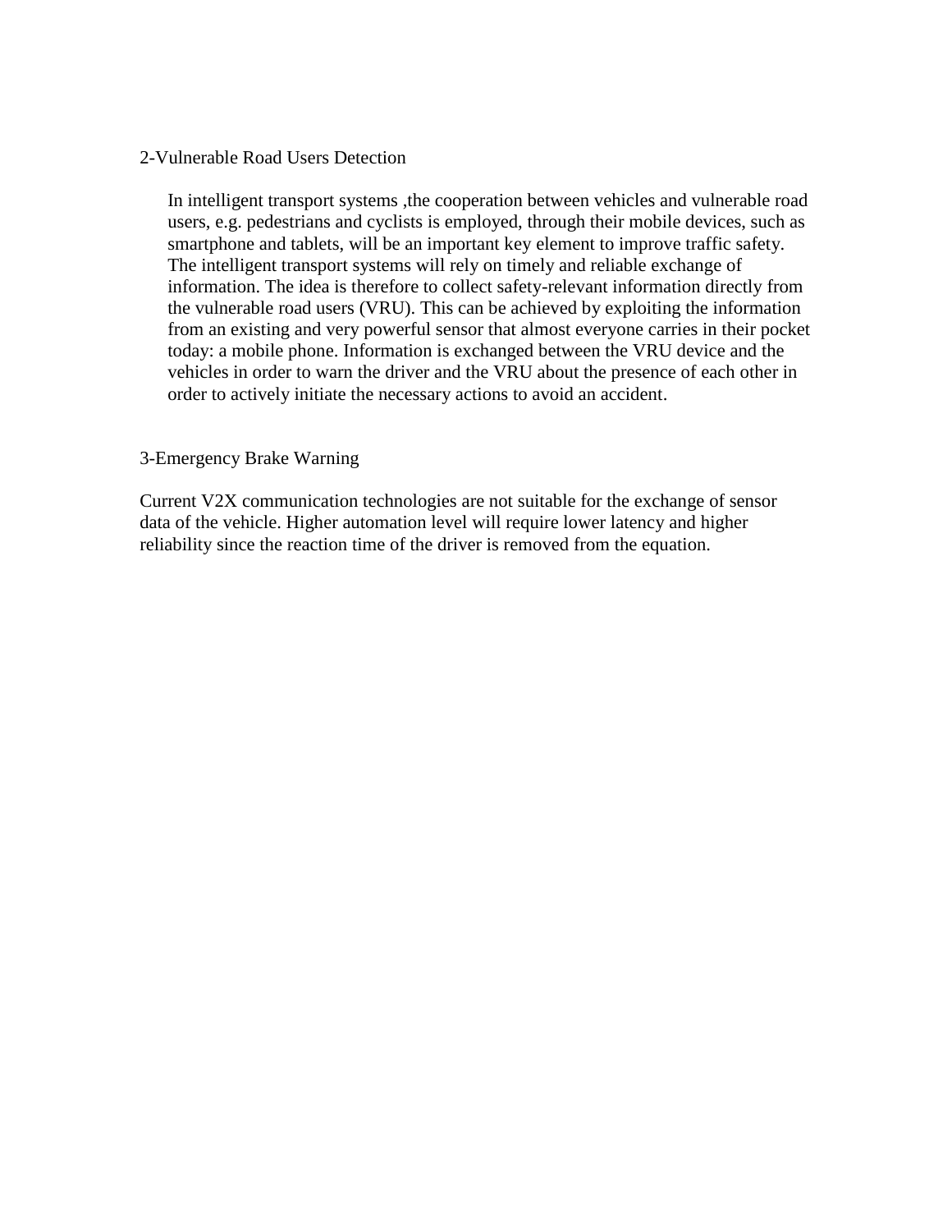## 2-Vulnerable Road Users Detection

In intelligent transport systems ,the cooperation between vehicles and vulnerable road users, e.g. pedestrians and cyclists is employed, through their mobile devices, such as smartphone and tablets, will be an important key element to improve traffic safety. The intelligent transport systems will rely on timely and reliable exchange of information. The idea is therefore to collect safety-relevant information directly from the vulnerable road users (VRU). This can be achieved by exploiting the information from an existing and very powerful sensor that almost everyone carries in their pocket today: a mobile phone. Information is exchanged between the VRU device and the vehicles in order to warn the driver and the VRU about the presence of each other in order to actively initiate the necessary actions to avoid an accident.

## 3-Emergency Brake Warning

Current V2X communication technologies are not suitable for the exchange of sensor data of the vehicle. Higher automation level will require lower latency and higher reliability since the reaction time of the driver is removed from the equation.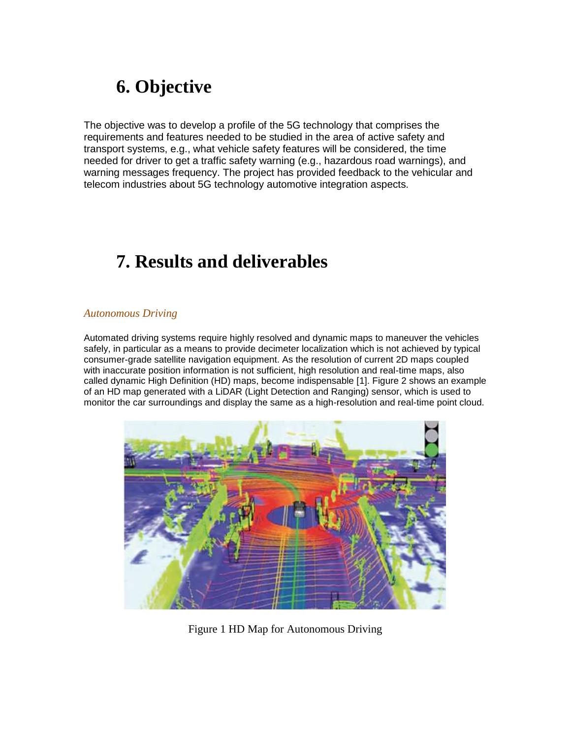# 6. Objective

The objective was to develop a profile of the 5G technology that comprises the requirements and features needed to be studied in the area of active safety and transport systems, e.g., what vehicle safety features will be considered, the time needed for driver to get a traffic safety warning (e.g., hazardous road warnings), and warning messages frequency. The project has provided feedback to the vehicular and telecom industries about 5G technology automotive integration aspects.

# 7. Results and deliverables

*Autonomous Driving*

Automated driving systems require highly resolved and dynamic maps to maneuver the vehicles safely, in particular as a means to provide decimeter localization which is not achieved by typical consumer-grade satellite navigation equipment. As the resolution of current 2D maps coupled with inaccurate position information is not sufficient, high resolution and real-time maps, also called dynamic High Definition (HD) maps, become indispensable [1]. Figure 2 shows an example of an HD map generated with a LiDAR (Light Detection and Ranging) sensor, which is used to monitor the car surroundings and display the same as a high-resolution and real-time point cloud.

Figure 1 HD Map for Autonomous Driving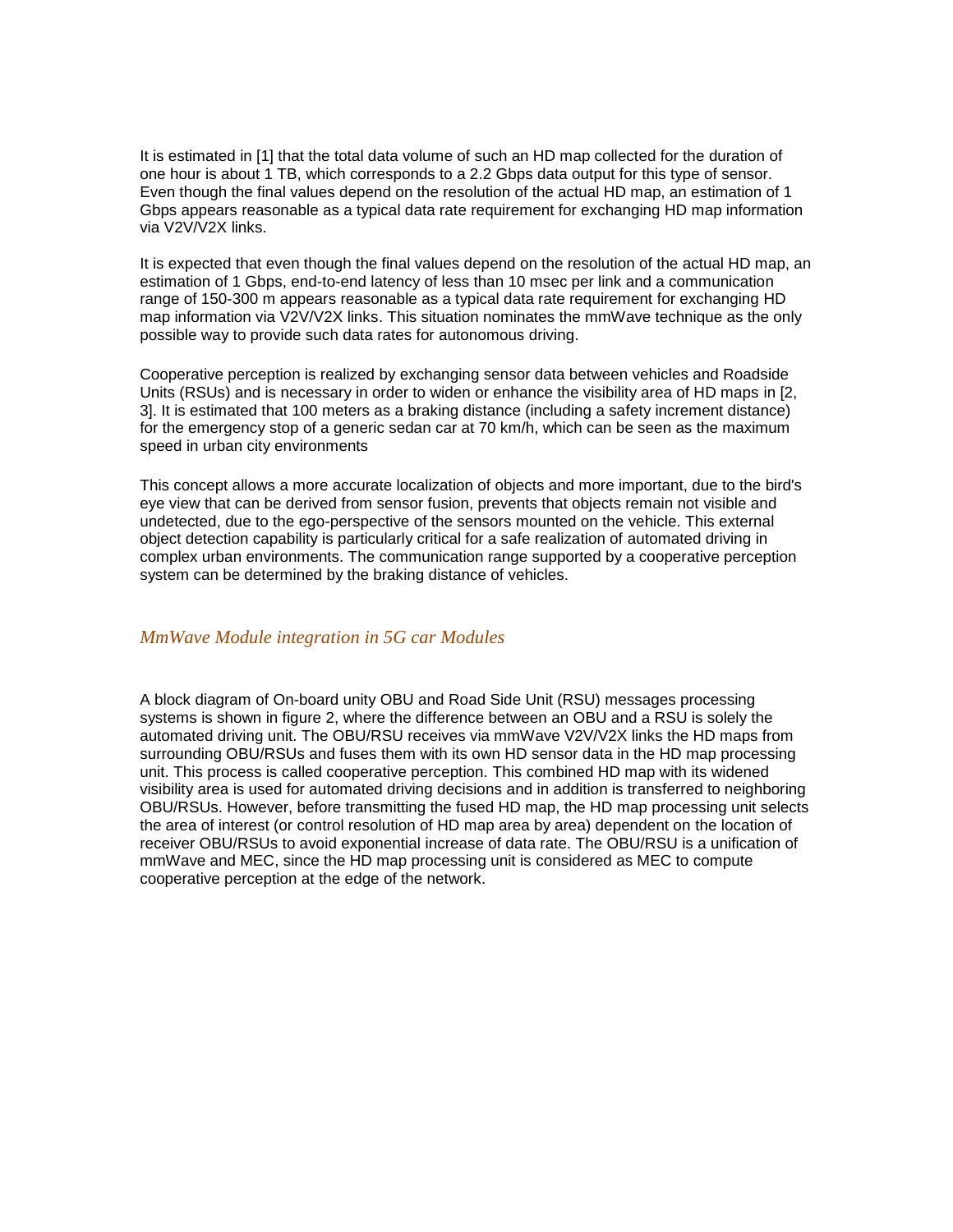It is estimated in [1] that the total data volume of such an HD map collected for the duration of one hour is about 1 TB, which corresponds to a 2.2 Gbps data output for this type of sensor. Even though the final values depend on the resolution of the actual HD map, an estimation of 1 Gbps appears reasonable as a typical data rate requirement for exchanging HD map information via V2V/V2X links.

It is expected that even though the final values depend on the resolution of the actual HD map, an estimation of 1 Gbps, end-to-end latency of less than 10 msec per link and a communication range of 150-300 m appears reasonable as a typical data rate requirement for exchanging HD map information via V2V/V2X links. This situation nominates the mmWave technique as the only possible way to provide such data rates for autonomous driving.

Cooperative perception is realized by exchanging sensor data between vehicles and Roadside Units (RSUs) and is necessary in order to widen or enhance the visibility area of HD maps in [2, 3]. It is estimated that 100 meters as a braking distance (including a safety increment distance) for the emergency stop of a generic sedan car at 70 km/h, which can be seen as the maximum speed in urban city environments

This concept allows a more accurate localization of objects and more important, due to the bird's eye view that can be derived from sensor fusion, prevents that objects remain not visible and undetected, due to the ego-perspective of the sensors mounted on the vehicle. This external object detection capability is particularly critical for a safe realization of automated driving in complex urban environments. The communication range supported by a cooperative perception system can be determined by the braking distance of vehicles.

## *MmWave Module integration in 5G car Modules*

A block diagram of On-board unity OBU and Road Side Unit (RSU) messages processing systems is shown in figure 2, where the difference between an OBU and a RSU is solely the automated driving unit. The OBU/RSU receives via mmWave V2V/V2X links the HD maps from surrounding OBU/RSUs and fuses them with its own HD sensor data in the HD map processing unit. This process is called cooperative perception. This combined HD map with its widened visibility area is used for automated driving decisions and in addition is transferred to neighboring OBU/RSUs. However, before transmitting the fused HD map, the HD map processing unit selects the area of interest (or control resolution of HD map area by area) dependent on the location of receiver OBU/RSUs to avoid exponential increase of data rate. The OBU/RSU is a unification of mmWave and MEC, since the HD map processing unit is considered as MEC to compute cooperative perception at the edge of the network.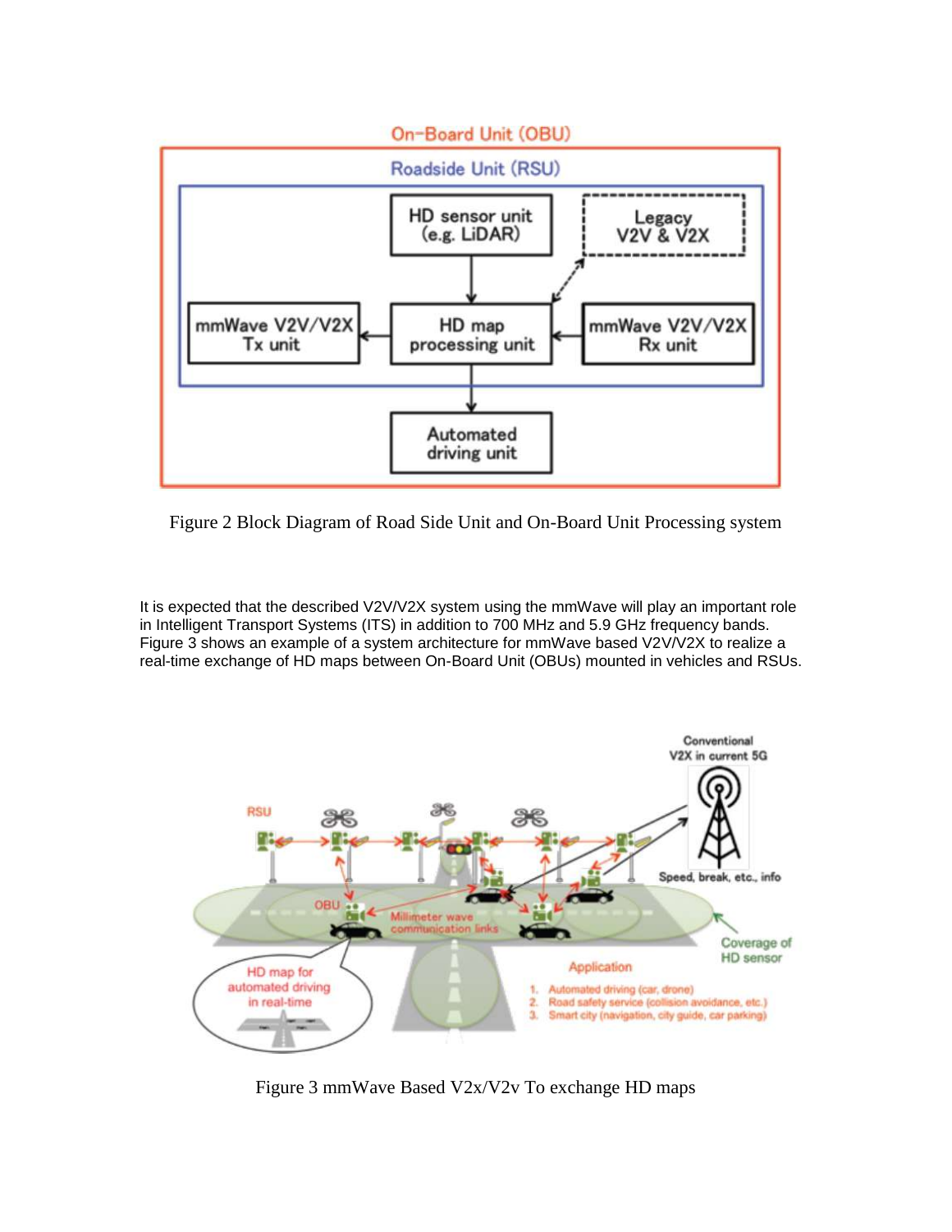Figure 2 Block Diagram of Road Side Unit and On-Board Unit Processing system

It is expected that the described V2V/V2X system using the mmWave will play an important role in Intelligent Transport Systems (ITS) in addition to 700 MHz and 5.9 GHz frequency bands. Figure 3 shows an example of a system architecture for mmWave based V2V/V2X to realize a real-time exchange of HD maps between On-Board Unit (OBUs) mounted in vehicles and RSUs.

Figure 3 mmWave Based V2x/V2v To exchange HD maps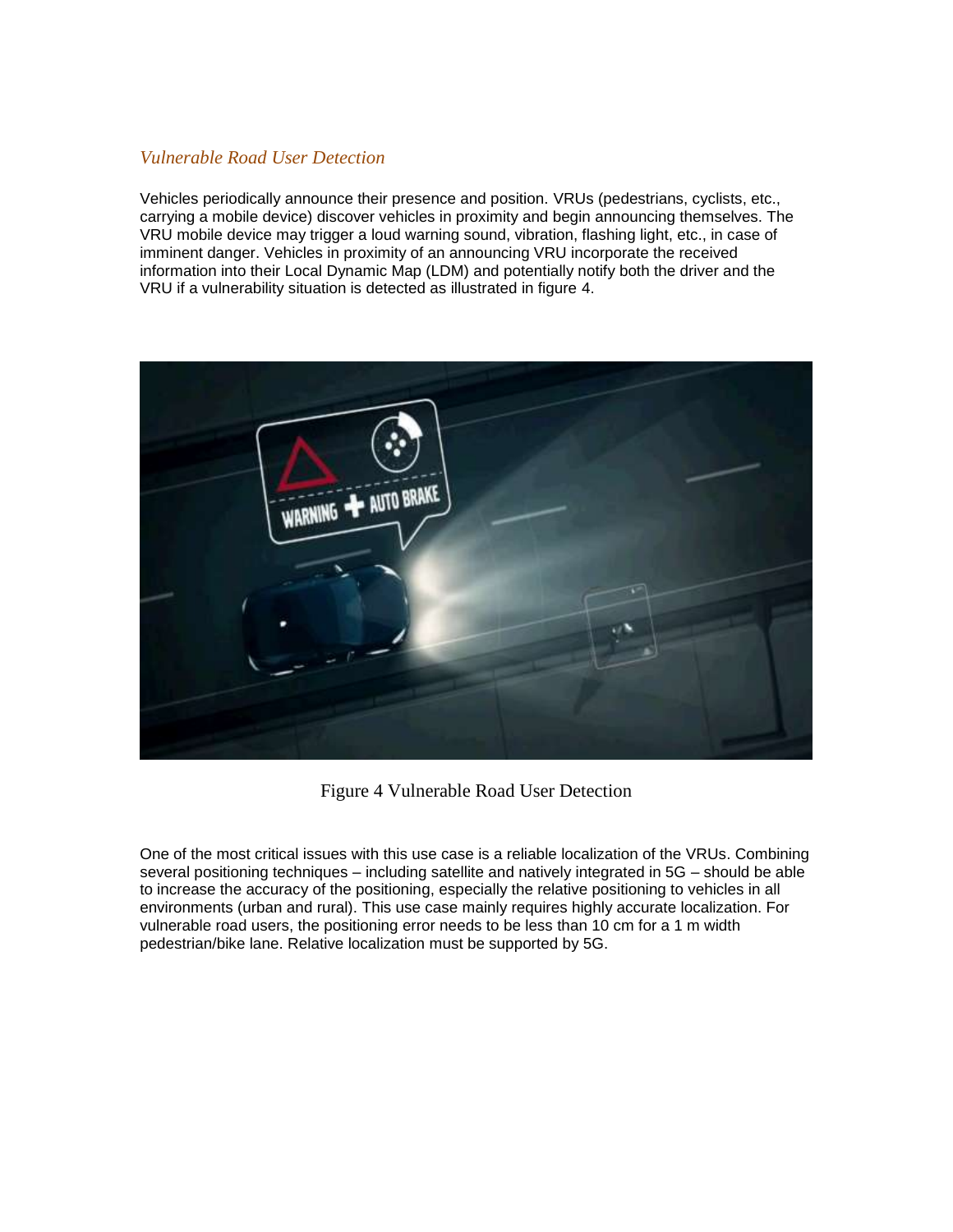### *Vulnerable Road User Detection*

Vehicles periodically announce their presence and position. VRUs (pedestrians, cyclists, etc., carrying a mobile device) discover vehicles in proximity and begin announcing themselves. The VRU mobile device may trigger a loud warning sound, vibration, flashing light, etc., in case of imminent danger. Vehicles in proximity of an announcing VRU incorporate the received information into their Local Dynamic Map (LDM) and potentially notify both the driver and the VRU if a vulnerability situation is detected as illustrated in figure 4.

Figure 4 Vulnerable Road User Detection

One of the most critical issues with this use case is a reliable localization of the VRUs. Combining several positioning techniques – including satellite and natively integrated in 5G – should be able to increase the accuracy of the positioning, especially the relative positioning to vehicles in all environments (urban and rural). This use case mainly requires highly accurate localization. For vulnerable road users, the positioning error needs to be less than 10 cm for a 1 m width pedestrian/bike lane. Relative localization must be supported by 5G.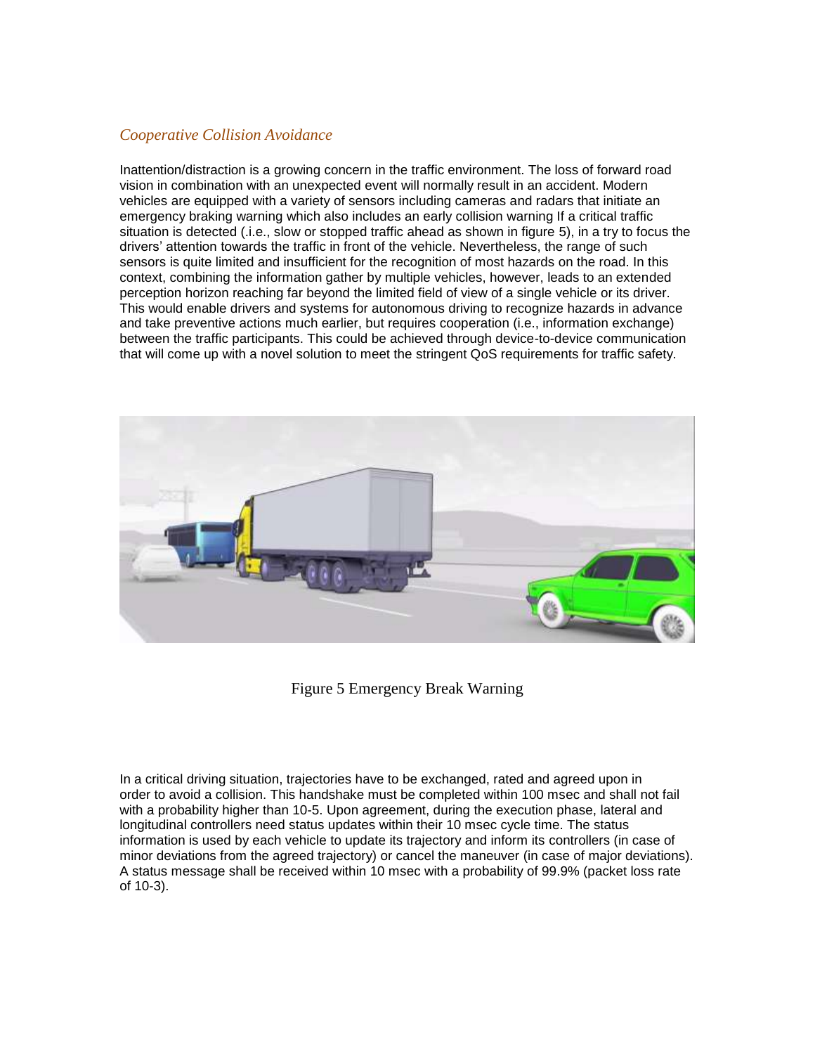*Cooperative Collision Avoidance*

Inattention/distraction is a growing concern in the traffic environment. The loss of forward road vision in combination with an unexpected event will normally result in an accident. Modern vehicles are equipped with a variety of sensors including cameras and radars that initiate an emergency braking warning which also includes an early collision warning If a critical traffic situation is detected (.i.e., slow or stopped traffic ahead as shown in figure 5), in a try to focus the drivers' attention towards the traffic in front of the vehicle. Nevertheless, the range of such sensors is quite limited and insufficient for the recognition of most hazards on the road. In this context, combining the information gather by multiple vehicles, however, leads to an extended perception horizon reaching far beyond the limited field of view of a single vehicle or its driver. This would enable drivers and systems for autonomous driving to recognize hazards in advance and take preventive actions much earlier, but requires cooperation (i.e., information exchange) between the traffic participants. This could be achieved through device-to-device communication that will come up with a novel solution to meet the stringent QoS requirements for traffic safety.

Figure 5 Emergency Break Warning

In a critical driving situation, trajectories have to be exchanged, rated and agreed upon in order to avoid a collision. This handshake must be completed within 100 msec and shall not fail with a probability higher than 10-5. Upon agreement, during the execution phase, lateral and longitudinal controllers need status updates within their 10 msec cycle time. The status information is used by each vehicle to update its trajectory and inform its controllers (in case of minor deviations from the agreed trajectory) or cancel the maneuver (in case of major deviations). A status message shall be received within 10 msec with a probability of 99.9% (packet loss rate of 10-3).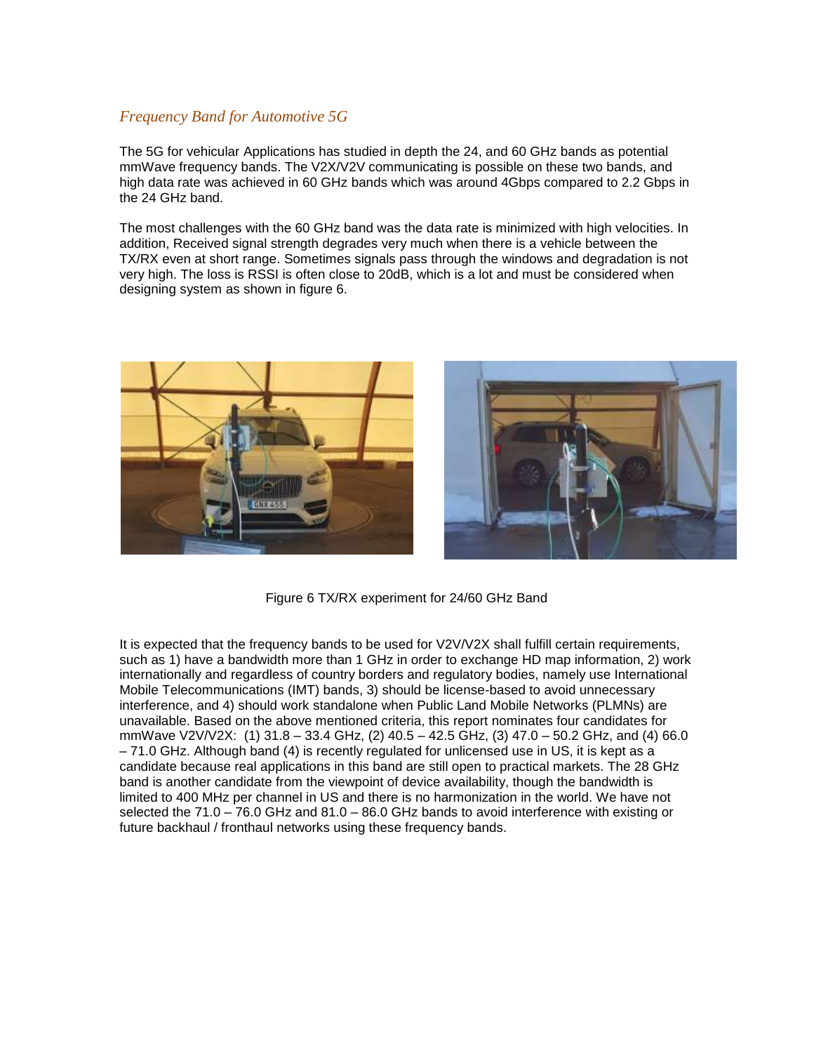### *Frequency Band for Automotive 5G*

The 5G for vehicular Applications has studied in depth the 24, and 60 GHz bands as potential mmWave frequency bands. The V2X/V2V communicating is possible on these two bands, and high data rate was achieved in 60 GHz bands which was around 4Gbps compared to 2.2 Gbps in the 24 GHz band.

The most challenges with the 60 GHz band was the data rate is minimized with high velocities. In addition, Received signal strength degrades very much when there is a vehicle between the TX/RX even at short range. Sometimes signals pass through the windows and degradation is not very high. The loss is RSSI is often close to 20dB, which is a lot and must be considered when designing system as shown in figure 6.

Figure 6 TX/RX experiment for 24/60 GHz Band

It is expected that the frequency bands to be used for V2V/V2X shall fulfill certain requirements, such as 1) have a bandwidth more than 1 GHz in order to exchange HD map information, 2) work internationally and regardless of country borders and regulatory bodies, namely use International Mobile Telecommunications (IMT) bands, 3) should be license-based to avoid unnecessary interference, and 4) should work standalone when Public Land Mobile Networks (PLMNs) are unavailable. Based on the above mentioned criteria, this report nominates four candidates for mmWave V2V/V2X: (1) 31.8 – 33.4 GHz, (2) 40.5 – 42.5 GHz, (3) 47.0 – 50.2 GHz, and (4) 66.0 – 71.0 GHz. Although band (4) is recently regulated for unlicensed use in US, it is kept as a candidate because real applications in this band are still open to practical markets. The 28 GHz band is another candidate from the viewpoint of device availability, though the bandwidth is limited to 400 MHz per channel in US and there is no harmonization in the world. We have not selected the 71.0 – 76.0 GHz and 81.0 – 86.0 GHz bands to avoid interference with existing or future backhaul / fronthaul networks using these frequency bands.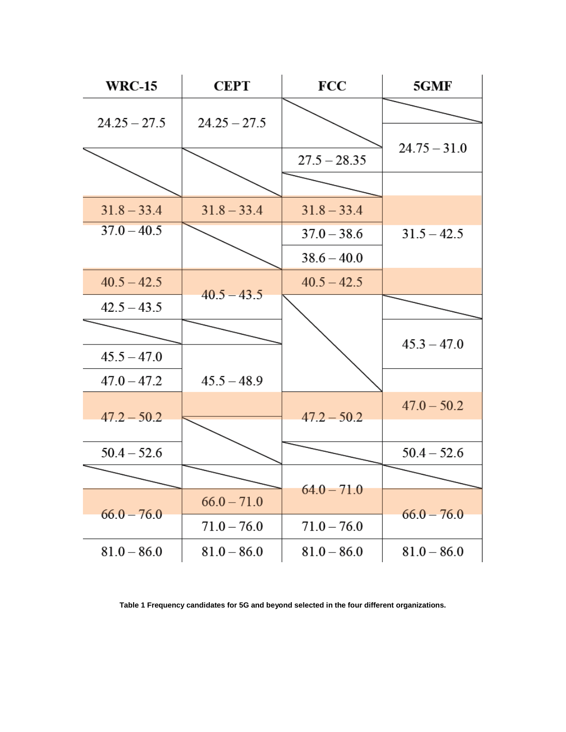| WRC-15 | CEPT | FCC | 5GMF |
|---|---|---|---|
| 24.25 – 27.5 | 24.25 – 27.5 | | |
| | | | 24.75 – 31.0 |
| | | 27.5 – 28.35 | |
| 31.8 – 33.4 | 31.8 – 33.4 | 31.8 – 33.4 | |
| 37.0 – 40.5 | | 37.0 – 38.6 | 31.5 – 42.5 |
| | | 38.6 – 40.0 | |
| 40.5 – 42.5 | 40.5 – 43.5 | 40.5 – 42.5 | |
| 42.5 – 43.5 | | | |
| | | | 45.3 – 47.0 |
| 45.5 – 47.0 | | | |
| 47.0 – 47.2 | 45.5 – 48.9 | | |
| 47.2 – 50.2 | | 47.2 – 50.2 | 47.0 – 50.2 |
| 50.4 – 52.6 | | | 50.4 – 52.6 |
| | | 64.0 – 71.0 | |
| 66.0 – 76.0 | 66.0 – 71.0 | | 66.0 – 76.0 |
| | 71.0 – 76.0 | 71.0 – 76.0 | |
| 81.0 – 86.0 | 81.0 – 86.0 | 81.0 – 86.0 | 81.0 – 86.0 |

**Table 1 Frequency candidates for 5G and beyond selected in the four different organizations.**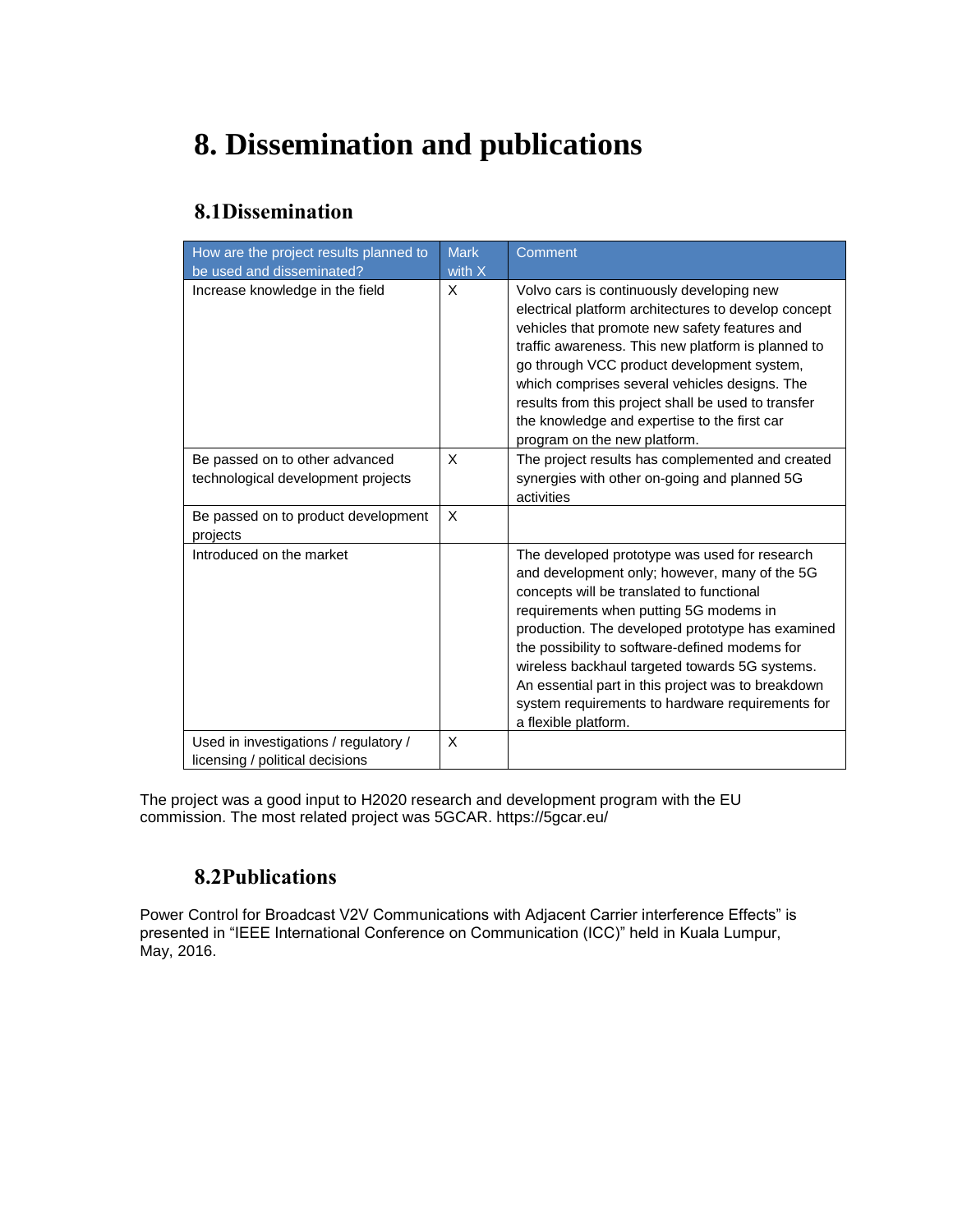# 8. Dissemination and publications

## 8.1 Dissemination

| How are the project results planned to be used and disseminated? | Mark with X | Comment |
|---|---|---|
| Increase knowledge in the field | X | Volvo cars is continuously developing new electrical platform architectures to develop concept vehicles that promote new safety features and traffic awareness. This new platform is planned to go through VCC product development system, which comprises several vehicles designs. The results from this project shall be used to transfer the knowledge and expertise to the first car program on the new platform. |
| Be passed on to other advanced technological development projects | X | The project results has complemented and created synergies with other on-going and planned 5G activities |
| Be passed on to product development projects | X | |
| Introduced on the market | | The developed prototype was used for research and development only; however, many of the 5G concepts will be translated to functional requirements when putting 5G modems in production. The developed prototype has examined the possibility to software-defined modems for wireless backhaul targeted towards 5G systems. An essential part in this project was to breakdown system requirements to hardware requirements for a flexible platform. |
| Used in investigations / regulatory / licensing / political decisions | X | |

The project was a good input to H2020 research and development program with the EU commission. The most related project was 5GCAR. https://5gcar.eu/

## 8.2 Publications

Power Control for Broadcast V2V Communications with Adjacent Carrier interference Effects" is presented in "IEEE International Conference on Communication (ICC)" held in Kuala Lumpur, May, 2016.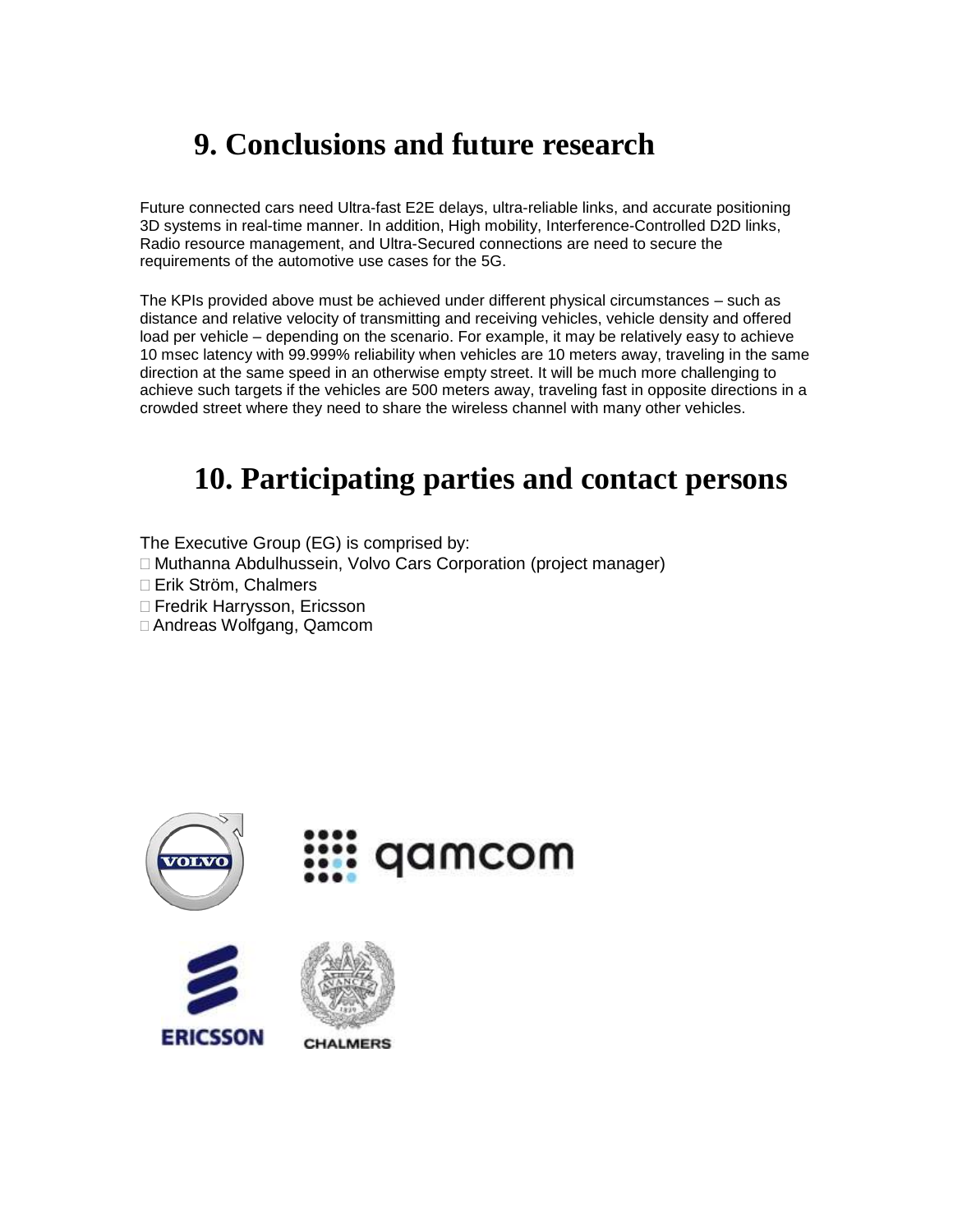# 9. Conclusions and future research

Future connected cars need Ultra-fast E2E delays, ultra-reliable links, and accurate positioning 3D systems in real-time manner. In addition, High mobility, Interference-Controlled D2D links, Radio resource management, and Ultra-Secured connections are need to secure the requirements of the automotive use cases for the 5G.

The KPIs provided above must be achieved under different physical circumstances – such as distance and relative velocity of transmitting and receiving vehicles, vehicle density and offered load per vehicle – depending on the scenario. For example, it may be relatively easy to achieve 10 msec latency with 99.999% reliability when vehicles are 10 meters away, traveling in the same direction at the same speed in an otherwise empty street. It will be much more challenging to achieve such targets if the vehicles are 500 meters away, traveling fast in opposite directions in a crowded street where they need to share the wireless channel with many other vehicles.

# 10. Participating parties and contact persons

The Executive Group (EG) is comprised by:

- Muthanna Abdulhussein, Volvo Cars Corporation (project manager)
- Erik Ström, Chalmers
- Fredrik Harrysson, Ericsson
- Andreas Wolfgang, Qamcom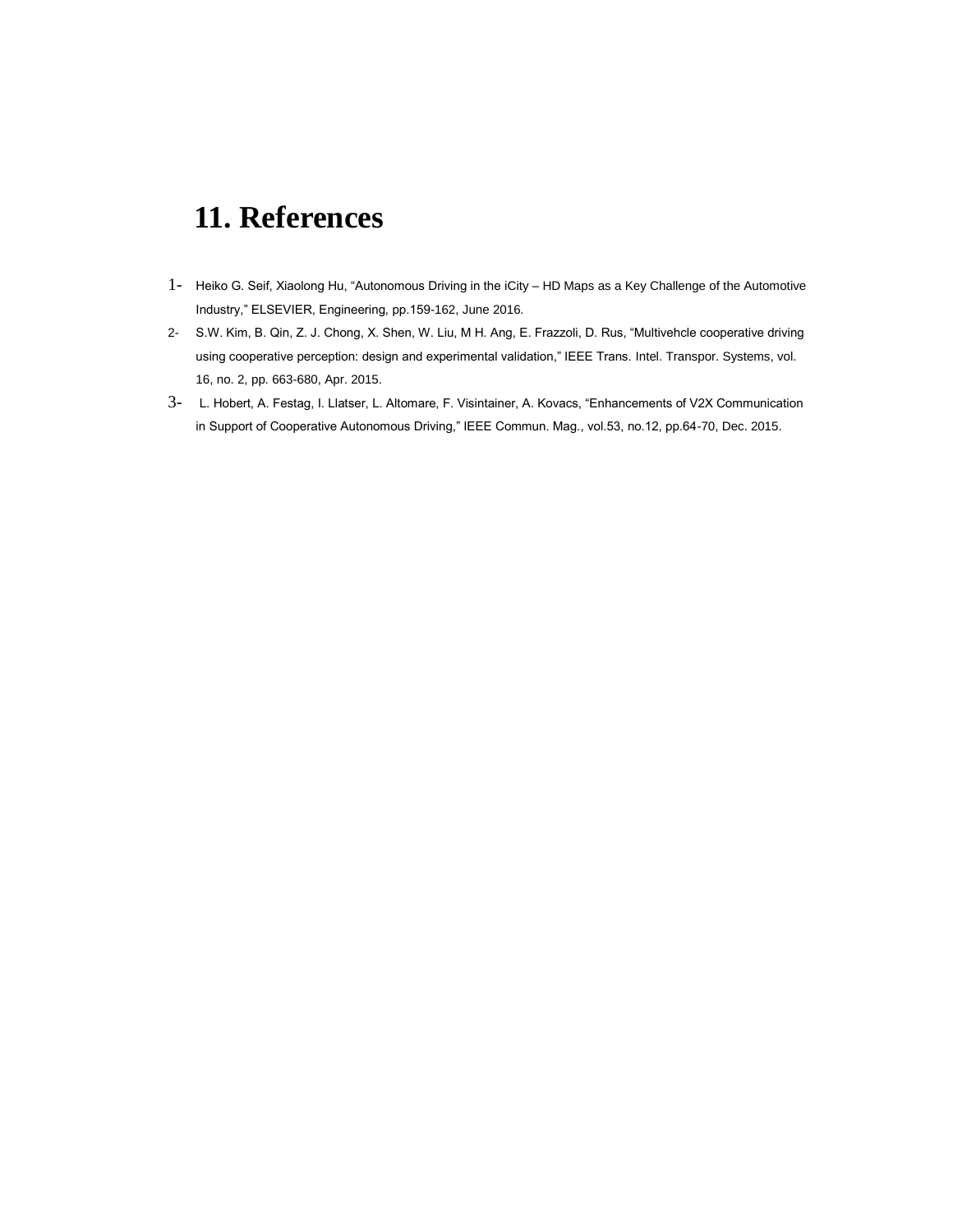# 11. References

1- Heiko G. Seif, Xiaolong Hu, "Autonomous Driving in the iCity – HD Maps as a Key Challenge of the Automotive Industry," ELSEVIER, Engineering, pp.159-162, June 2016.

2- S.W. Kim, B. Qin, Z. J. Chong, X. Shen, W. Liu, M H. Ang, E. Frazzoli, D. Rus, "Multivehcle cooperative driving using cooperative perception: design and experimental validation," IEEE Trans. Intel. Transpor. Systems, vol. 16, no. 2, pp. 663-680, Apr. 2015.

3- L. Hobert, A. Festag, I. Llatser, L. Altomare, F. Visintainer, A. Kovacs, "Enhancements of V2X Communication in Support of Cooperative Autonomous Driving," IEEE Commun. Mag., vol.53, no.12, pp.64-70, Dec. 2015.